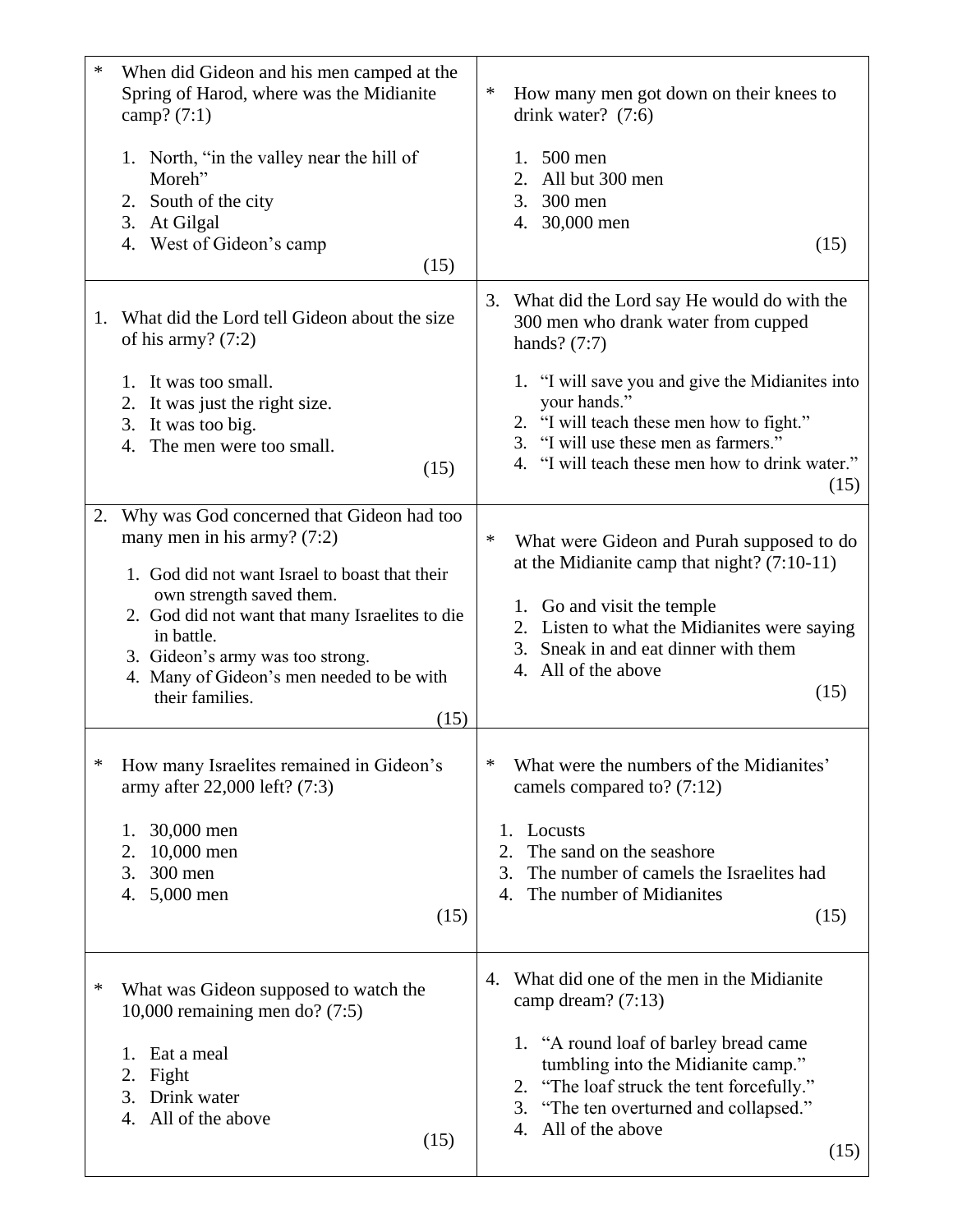| | |
|---|---|
| * When did Gideon and his men camped at the Spring of Harod, where was the Midianite camp? (7:1)<br><br>1. North, "in the valley near the hill of Moreh"<br>2. South of the city<br>3. At Gilgal<br>4. West of Gideon's camp<br><br>(15) | * How many men got down on their knees to drink water? (7:6)<br><br>1. 500 men<br>2. All but 300 men<br>3. 300 men<br>4. 30,000 men<br><br>(15) |
| 1. What did the Lord tell Gideon about the size of his army? (7:2)<br><br>1. It was too small.<br>2. It was just the right size.<br>3. It was too big.<br>4. The men were too small.<br><br>(15) | 3. What did the Lord say He would do with the 300 men who drank water from cupped hands? (7:7)<br><br>1. "I will save you and give the Midianites into your hands."<br>2. "I will teach these men how to fight."<br>3. "I will use these men as farmers."<br>4. "I will teach these men how to drink water."<br><br>(15) |
| 2. Why was God concerned that Gideon had too many men in his army? (7:2)<br><br>1. God did not want Israel to boast that their own strength saved them.<br>2. God did not want that many Israelites to die in battle.<br>3. Gideon's army was too strong.<br>4. Many of Gideon's men needed to be with their families.<br><br>(15) | * What were Gideon and Purah supposed to do at the Midianite camp that night? (7:10-11)<br><br>1. Go and visit the temple<br>2. Listen to what the Midianites were saying<br>3. Sneak in and eat dinner with them<br>4. All of the above<br><br>(15) |
| * How many Israelites remained in Gideon's army after 22,000 left? (7:3)<br><br>1. 30,000 men<br>2. 10,000 men<br>3. 300 men<br>4. 5,000 men<br><br>(15) | * What were the numbers of the Midianites' camels compared to? (7:12)<br><br>1. Locusts<br>2. The sand on the seashore<br>3. The number of camels the Israelites had<br>4. The number of Midianites<br><br>(15) |
| * What was Gideon supposed to watch the 10,000 remaining men do? (7:5)<br><br>1. Eat a meal<br>2. Fight<br>3. Drink water<br>4. All of the above<br><br>(15) | 4. What did one of the men in the Midianite camp dream? (7:13)<br><br>1. "A round loaf of barley bread came tumbling into the Midianite camp."<br>2. "The loaf struck the tent forcefully."<br>3. "The ten overturned and collapsed."<br>4. All of the above<br><br>(15) |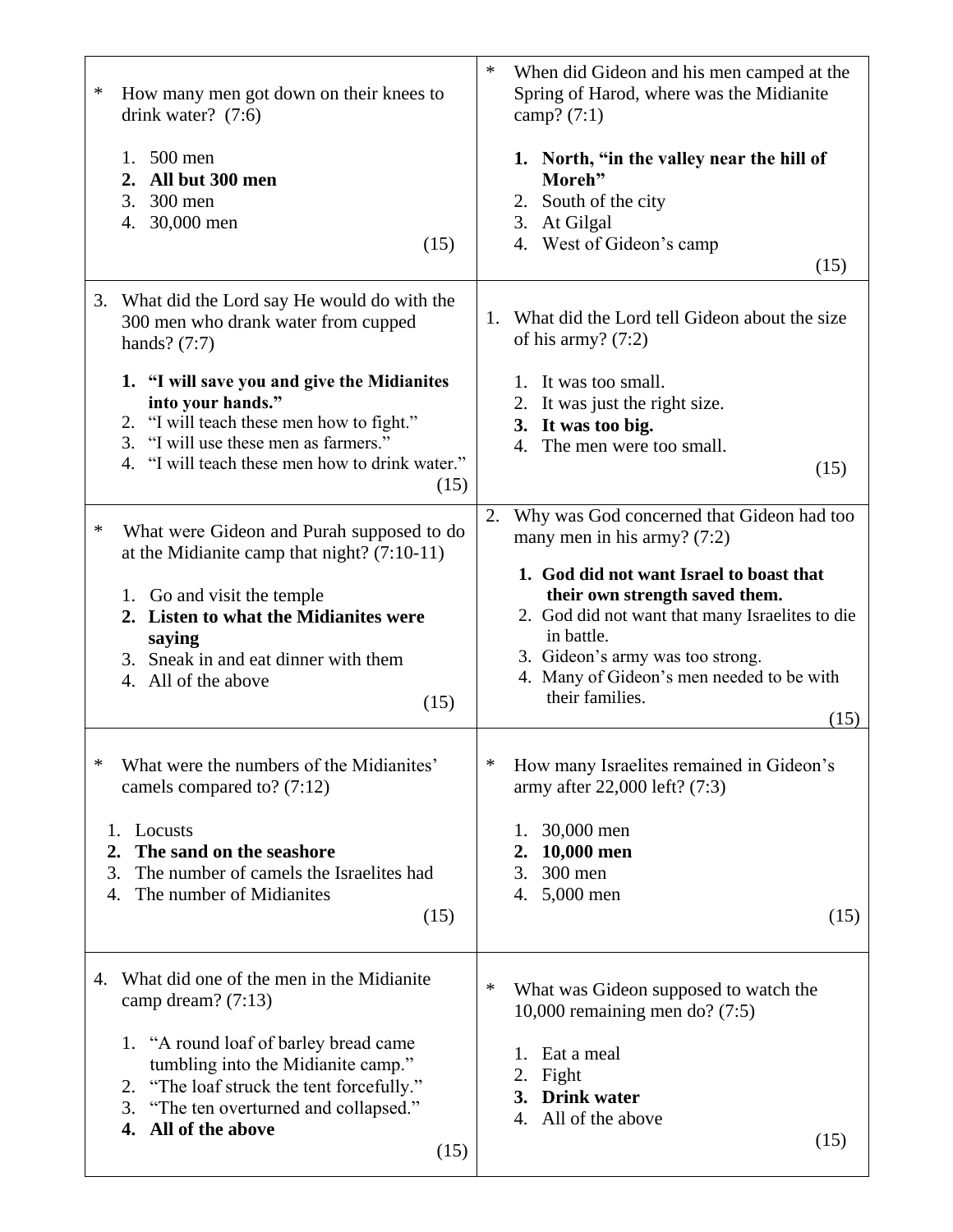| | |
|---|---|
| * How many men got down on their knees to drink water? (7:6)<br><br>1. 500 men<br>**2. All but 300 men**<br>3. 300 men<br>4. 30,000 men<br><br>(15) | * When did Gideon and his men camped at the Spring of Harod, where was the Midianite camp? (7:1)<br><br>**1. North, "in the valley near the hill of Moreh"**<br>2. South of the city<br>3. At Gilgal<br>4. West of Gideon's camp<br><br>(15) |
| 3. What did the Lord say He would do with the 300 men who drank water from cupped hands? (7:7)<br><br>**1. "I will save you and give the Midianites into your hands."**<br>2. "I will teach these men how to fight."<br>3. "I will use these men as farmers."<br>4. "I will teach these men how to drink water."<br><br>(15) | 1. What did the Lord tell Gideon about the size of his army? (7:2)<br><br>1. It was too small.<br>2. It was just the right size.<br>**3. It was too big.**<br>4. The men were too small.<br><br>(15) |
| * What were Gideon and Purah supposed to do at the Midianite camp that night? (7:10-11)<br><br>1. Go and visit the temple<br>**2. Listen to what the Midianites were saying**<br>3. Sneak in and eat dinner with them<br>4. All of the above<br><br>(15) | 2. Why was God concerned that Gideon had too many men in his army? (7:2)<br><br>**1. God did not want Israel to boast that their own strength saved them.**<br>2. God did not want that many Israelites to die in battle.<br>3. Gideon's army was too strong.<br>4. Many of Gideon's men needed to be with their families.<br><br>(15) |
| * What were the numbers of the Midianites' camels compared to? (7:12)<br><br>1. Locusts<br>**2. The sand on the seashore**<br>3. The number of camels the Israelites had<br>4. The number of Midianites<br><br>(15) | * How many Israelites remained in Gideon's army after 22,000 left? (7:3)<br><br>1. 30,000 men<br>**2. 10,000 men**<br>3. 300 men<br>4. 5,000 men<br><br>(15) |
| 4. What did one of the men in the Midianite camp dream? (7:13)<br><br>1. "A round loaf of barley bread came tumbling into the Midianite camp."<br>2. "The loaf struck the tent forcefully."<br>3. "The ten overturned and collapsed."<br>**4. All of the above**<br><br>(15) | * What was Gideon supposed to watch the 10,000 remaining men do? (7:5)<br><br>1. Eat a meal<br>2. Fight<br>**3. Drink water**<br>4. All of the above<br><br>(15) |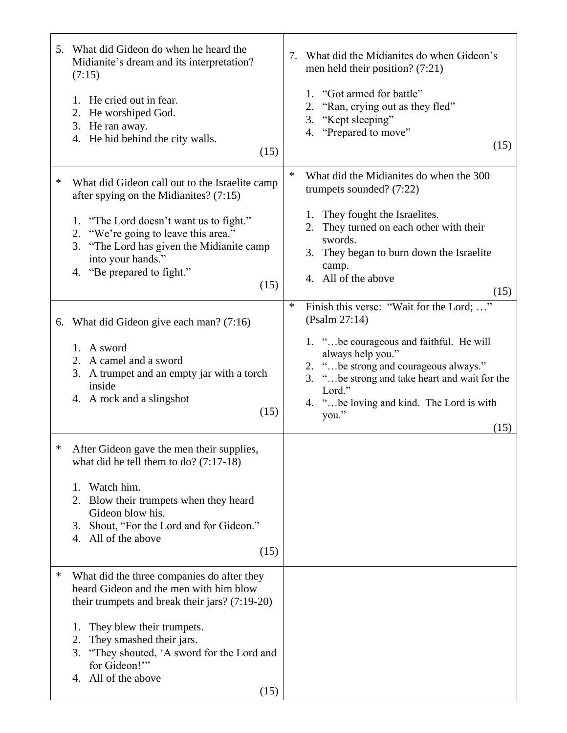5. What did Gideon do when he heard the Midianite's dream and its interpretation? (7:15)

    1. He cried out in fear.
    2. He worshiped God.
    3. He ran away.
    4. He hid behind the city walls.

(15)

\* What did Gideon call out to the Israelite camp after spying on the Midianites? (7:15)

    1. "The Lord doesn't want us to fight."
    2. "We're going to leave this area."
    3. "The Lord has given the Midianite camp into your hands."
    4. "Be prepared to fight."

(15)

6. What did Gideon give each man? (7:16)

    1. A sword
    2. A camel and a sword
    3. A trumpet and an empty jar with a torch inside
    4. A rock and a slingshot

(15)

\* After Gideon gave the men their supplies, what did he tell them to do? (7:17-18)

    1. Watch him.
    2. Blow their trumpets when they heard Gideon blow his.
    3. Shout, "For the Lord and for Gideon."
    4. All of the above

(15)

\* What did the three companies do after they heard Gideon and the men with him blow their trumpets and break their jars? (7:19-20)

    1. They blew their trumpets.
    2. They smashed their jars.
    3. "They shouted, 'A sword for the Lord and for Gideon!'"
    4. All of the above

(15)

7. What did the Midianites do when Gideon's men held their position? (7:21)

    1. "Got armed for battle"
    2. "Ran, crying out as they fled"
    3. "Kept sleeping"
    4. "Prepared to move"

(15)

\* What did the Midianites do when the 300 trumpets sounded? (7:22)

    1. They fought the Israelites.
    2. They turned on each other with their swords.
    3. They began to burn down the Israelite camp.
    4. All of the above

(15)

\* Finish this verse: "Wait for the Lord; …" (Psalm 27:14)

    1. "…be courageous and faithful. He will always help you."
    2. "…be strong and courageous always."
    3. "…be strong and take heart and wait for the Lord."
    4. "…be loving and kind. The Lord is with you."

(15)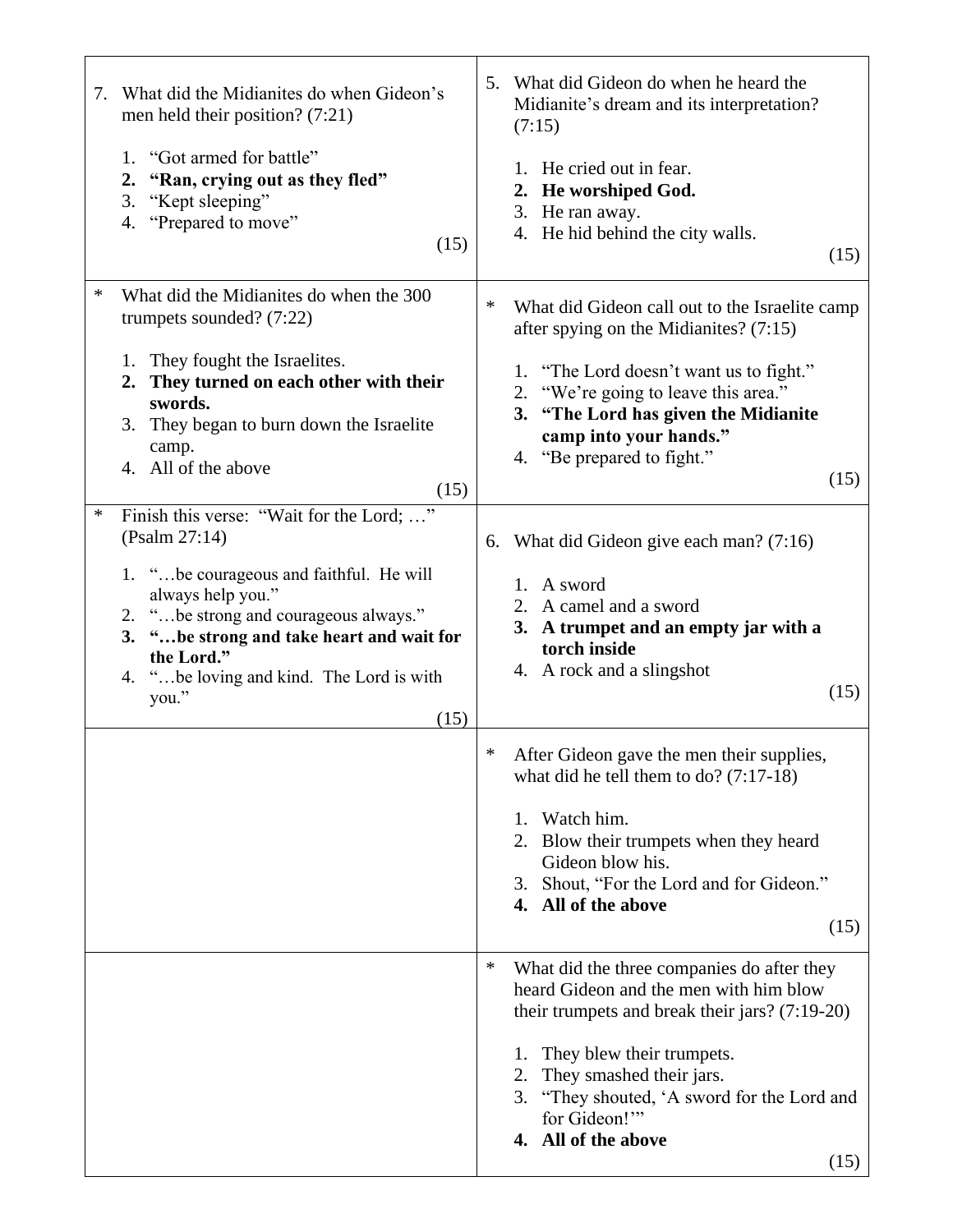7. What did the Midianites do when Gideon's men held their position? (7:21)

   1. "Got armed for battle"
   2. **"Ran, crying out as they fled"**
   3. "Kept sleeping"
   4. "Prepared to move"

   (15)

* What did the Midianites do when the 300 trumpets sounded? (7:22)

   1. They fought the Israelites.
   2. **They turned on each other with their swords.**
   3. They began to burn down the Israelite camp.
   4. All of the above

   (15)

* Finish this verse: "Wait for the Lord; …" (Psalm 27:14)

   1. "…be courageous and faithful. He will always help you."
   2. "…be strong and courageous always."
   3. **"…be strong and take heart and wait for the Lord."**
   4. "…be loving and kind. The Lord is with you."

   (15)

5. What did Gideon do when he heard the Midianite's dream and its interpretation? (7:15)

   1. He cried out in fear.
   2. **He worshiped God.**
   3. He ran away.
   4. He hid behind the city walls.

   (15)

* What did Gideon call out to the Israelite camp after spying on the Midianites? (7:15)

   1. "The Lord doesn't want us to fight."
   2. "We're going to leave this area."
   3. **"The Lord has given the Midianite camp into your hands."**
   4. "Be prepared to fight."

   (15)

6. What did Gideon give each man? (7:16)

   1. A sword
   2. A camel and a sword
   3. **A trumpet and an empty jar with a torch inside**
   4. A rock and a slingshot

   (15)

* After Gideon gave the men their supplies, what did he tell them to do? (7:17-18)

   1. Watch him.
   2. Blow their trumpets when they heard Gideon blow his.
   3. Shout, "For the Lord and for Gideon."
   4. **All of the above**

   (15)

* What did the three companies do after they heard Gideon and the men with him blow their trumpets and break their jars? (7:19-20)

   1. They blew their trumpets.
   2. They smashed their jars.
   3. "They shouted, 'A sword for the Lord and for Gideon!'"
   4. **All of the above**

   (15)